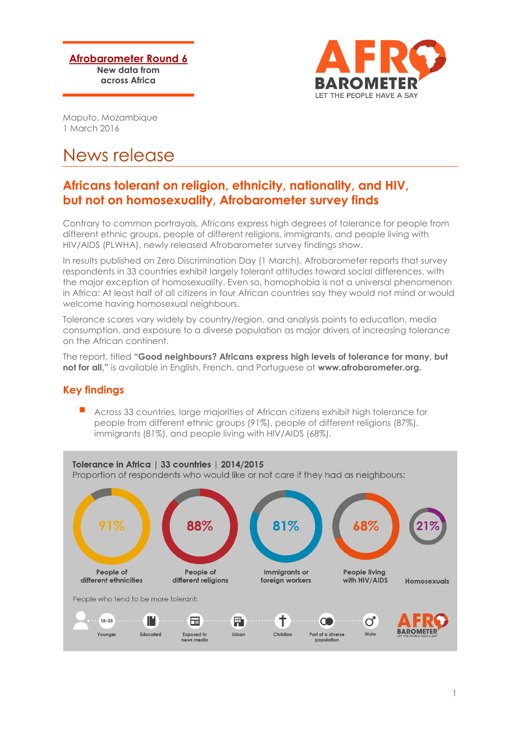**Afrobarometer Round 6**
New data from across Africa

AFRO BAROMETER
LET THE PEOPLE HAVE A SAY

Maputo, Mozambique
1 March 2016

# News release

## Africans tolerant on religion, ethnicity, nationality, and HIV, but not on homosexuality, Afrobarometer survey finds

Contrary to common portrayals, Africans express high degrees of tolerance for people from different ethnic groups, people of different religions, immigrants, and people living with HIV/AIDS (PLWHA), newly released Afrobarometer survey findings show.

In results published on Zero Discrimination Day (1 March), Afrobarometer reports that survey respondents in 33 countries exhibit largely tolerant attitudes toward social differences, with the major exception of homosexuality. Even so, homophobia is not a universal phenomenon in Africa: At least half of all citizens in four African countries say they would not mind or would welcome having homosexual neighbours.

Tolerance scores vary widely by country/region, and analysis points to education, media consumption, and exposure to a diverse population as major drivers of increasing tolerance on the African continent.

The report, titled **"Good neighbours? Africans express high levels of tolerance for many, but not for all,"** is available in English, French, and Portuguese at **www.afrobarometer.org.**

## Key findings

- Across 33 countries, large majorities of African citizens exhibit high tolerance for people from different ethnic groups (91%), people of different religions (87%), immigrants (81%), and people living with HIV/AIDS (68%).

**Tolerance in Africa | 33 countries | 2014/2015**
Proportion of respondents who would like or not care if they had as neighbours:

| People of different ethnicities | People of different religions | Immigrants or foreign workers | People living with HIV/AIDS | Homosexuals |
|---|---|---|---|---|
| 91% | 88% | 81% | 68% | 21% |

People who tend to be more tolerant: Younger (18–35), Educated, Exposed to news media, Urban, Christian, Part of a diverse population, Male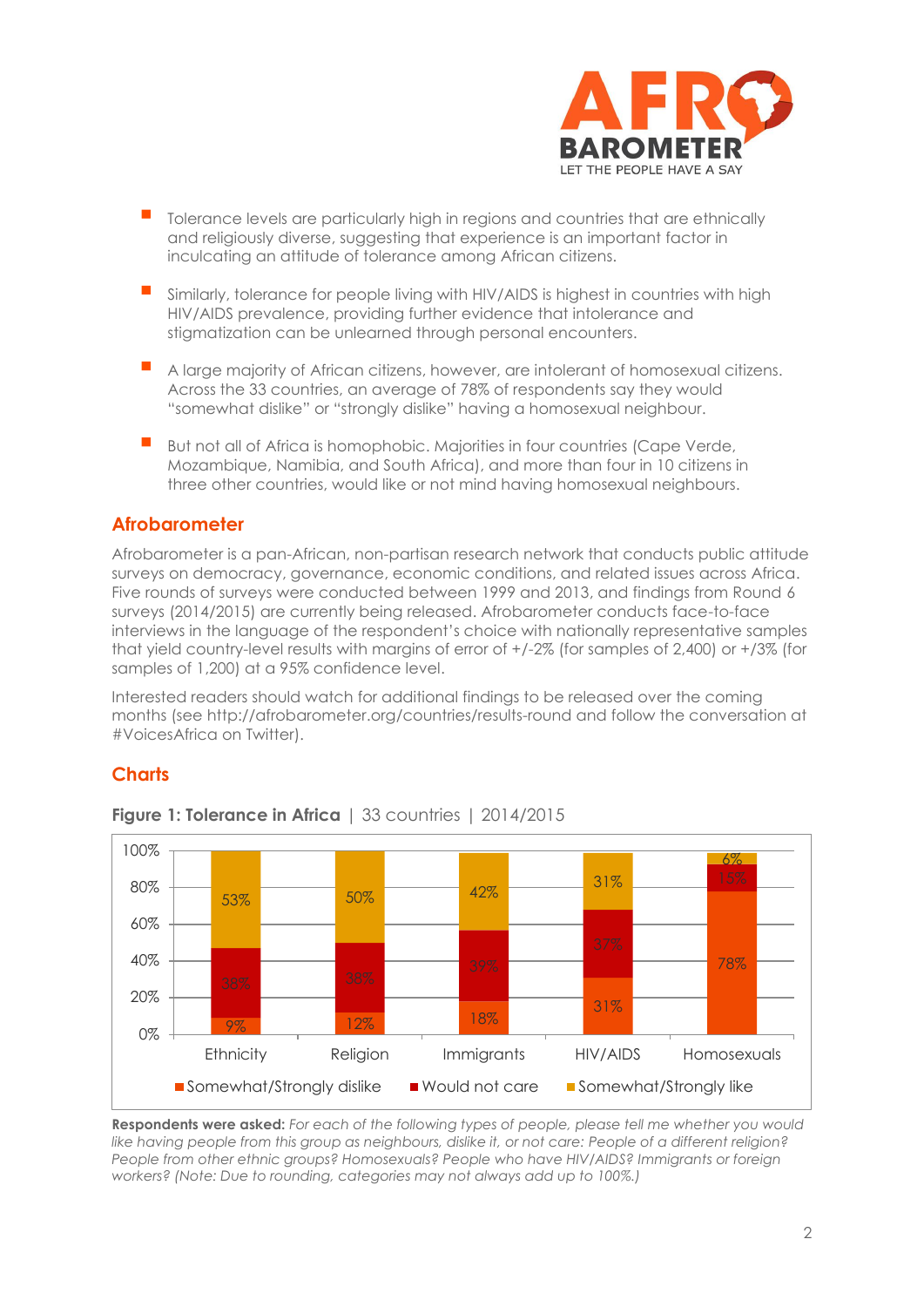- Tolerance levels are particularly high in regions and countries that are ethnically and religiously diverse, suggesting that experience is an important factor in inculcating an attitude of tolerance among African citizens.
- Similarly, tolerance for people living with HIV/AIDS is highest in countries with high HIV/AIDS prevalence, providing further evidence that intolerance and stigmatization can be unlearned through personal encounters.
- A large majority of African citizens, however, are intolerant of homosexual citizens. Across the 33 countries, an average of 78% of respondents say they would "somewhat dislike" or "strongly dislike" having a homosexual neighbour.
- But not all of Africa is homophobic. Majorities in four countries (Cape Verde, Mozambique, Namibia, and South Africa), and more than four in 10 citizens in three other countries, would like or not mind having homosexual neighbours.

## Afrobarometer

Afrobarometer is a pan-African, non-partisan research network that conducts public attitude surveys on democracy, governance, economic conditions, and related issues across Africa. Five rounds of surveys were conducted between 1999 and 2013, and findings from Round 6 surveys (2014/2015) are currently being released. Afrobarometer conducts face-to-face interviews in the language of the respondent's choice with nationally representative samples that yield country-level results with margins of error of +/-2% (for samples of 2,400) or +/3% (for samples of 1,200) at a 95% confidence level.

Interested readers should watch for additional findings to be released over the coming months (see http://afrobarometer.org/countries/results-round and follow the conversation at #VoicesAfrica on Twitter).

## Charts

**Figure 1: Tolerance in Africa** | 33 countries | 2014/2015

| | Ethnicity | Religion | Immigrants | HIV/AIDS | Homosexuals |
|---|---|---|---|---|---|
| Somewhat/Strongly dislike | 9% | 12% | 18% | 31% | 78% |
| Would not care | 38% | 38% | 39% | 37% | 15% |
| Somewhat/Strongly like | 53% | 50% | 42% | 31% | 6% |

**Respondents were asked:** *For each of the following types of people, please tell me whether you would like having people from this group as neighbours, dislike it, or not care: People of a different religion? People from other ethnic groups? Homosexuals? People who have HIV/AIDS? Immigrants or foreign workers? (Note: Due to rounding, categories may not always add up to 100%.)*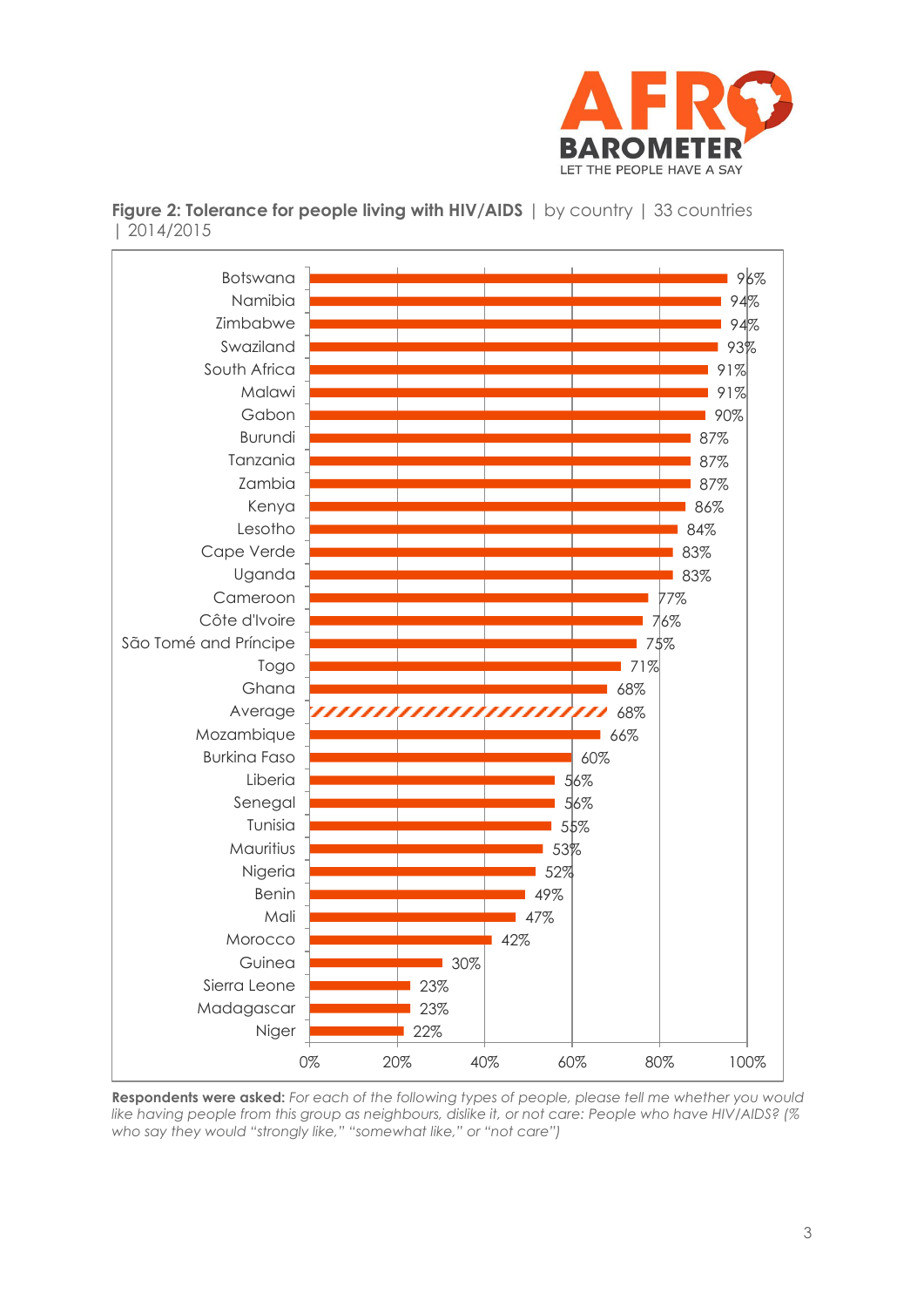**Figure 2: Tolerance for people living with HIV/AIDS** | by country | 33 countries | 2014/2015

| Country | % |
|---|---|
| Botswana | 96% |
| Namibia | 94% |
| Zimbabwe | 94% |
| Swaziland | 93% |
| South Africa | 91% |
| Malawi | 91% |
| Gabon | 90% |
| Burundi | 87% |
| Tanzania | 87% |
| Zambia | 87% |
| Kenya | 86% |
| Lesotho | 84% |
| Cape Verde | 83% |
| Uganda | 83% |
| Cameroon | 77% |
| Côte d'Ivoire | 76% |
| São Tomé and Príncipe | 75% |
| Togo | 71% |
| Ghana | 68% |
| Average | 68% |
| Mozambique | 66% |
| Burkina Faso | 60% |
| Liberia | 56% |
| Senegal | 56% |
| Tunisia | 55% |
| Mauritius | 53% |
| Nigeria | 52% |
| Benin | 49% |
| Mali | 47% |
| Morocco | 42% |
| Guinea | 30% |
| Sierra Leone | 23% |
| Madagascar | 23% |
| Niger | 22% |

**Respondents were asked:** *For each of the following types of people, please tell me whether you would like having people from this group as neighbours, dislike it, or not care: People who have HIV/AIDS? (% who say they would "strongly like," "somewhat like," or "not care")*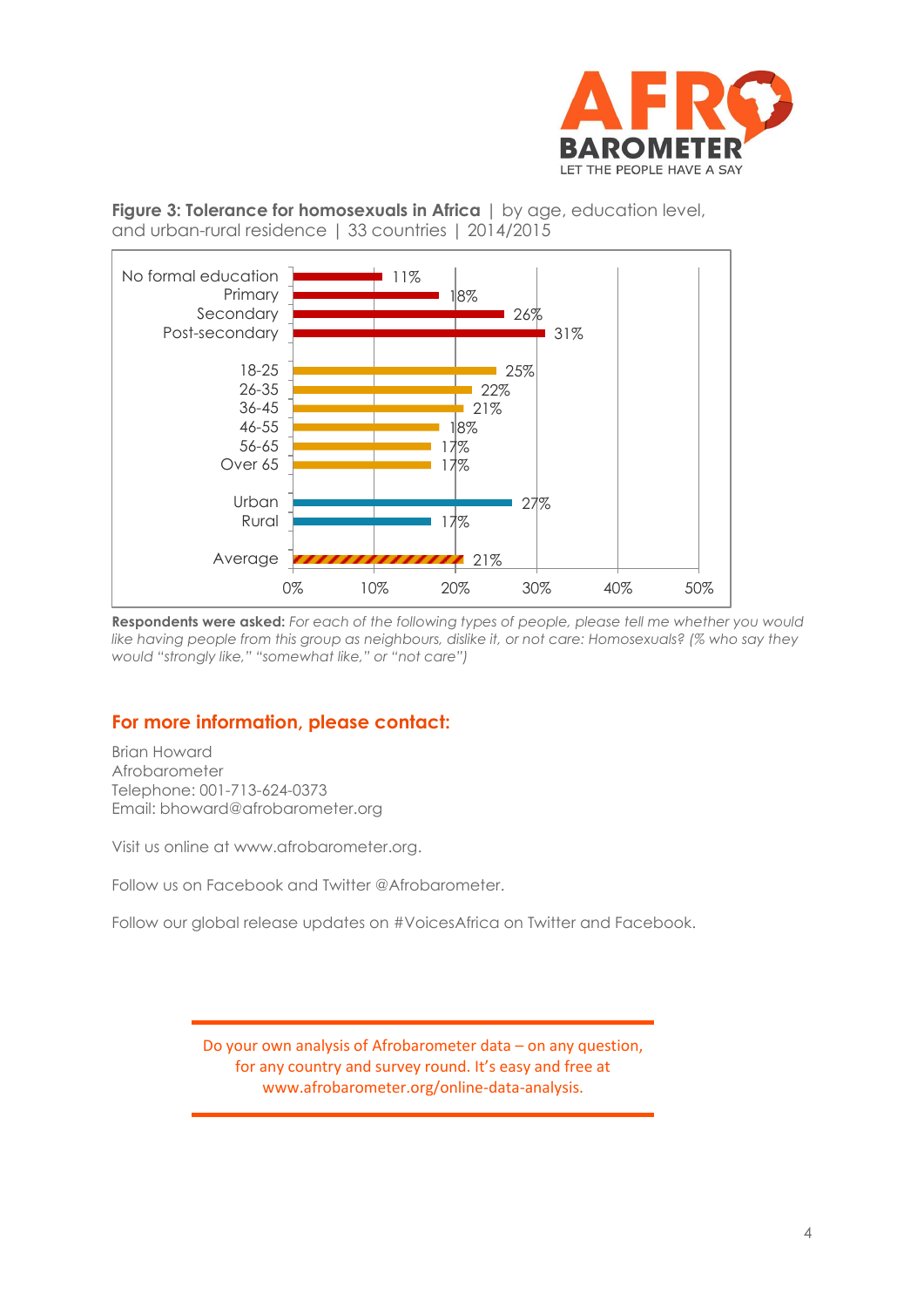**Figure 3: Tolerance for homosexuals in Africa** | by age, education level, and urban-rural residence | 33 countries | 2014/2015

No formal education 11%
Primary 18%
Secondary 26%
Post-secondary 31%

18-25 25%
26-35 22%
36-45 21%
46-55 18%
56-65 17%
Over 65 17%

Urban 27%
Rural 17%

Average 21%

0% 10% 20% 30% 40% 50%

**Respondents were asked:** *For each of the following types of people, please tell me whether you would like having people from this group as neighbours, dislike it, or not care: Homosexuals? (% who say they would "strongly like," "somewhat like," or "not care")*

## For more information, please contact:

Brian Howard
Afrobarometer
Telephone: 001-713-624-0373
Email: bhoward@afrobarometer.org

Visit us online at www.afrobarometer.org.

Follow us on Facebook and Twitter @Afrobarometer.

Follow our global release updates on #VoicesAfrica on Twitter and Facebook.

Do your own analysis of Afrobarometer data – on any question, for any country and survey round. It's easy and free at www.afrobarometer.org/online-data-analysis.